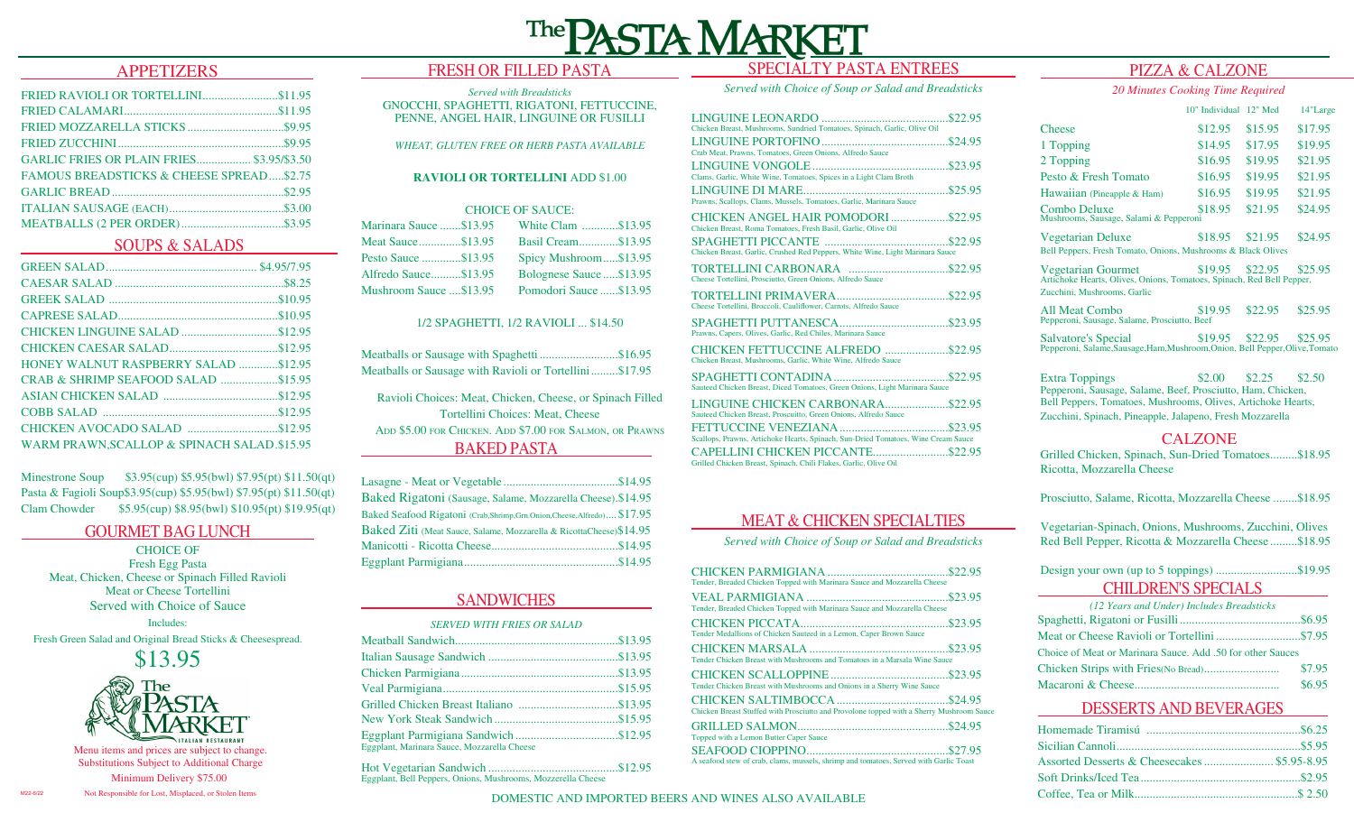# The PASTA MARKET

## APPETIZERS

| Item | Price |
|---|---|
| FRIED RAVIOLI OR TORTELLINI | $11.95 |
| FRIED CALAMARI | $11.95 |
| FRIED MOZZARELLA STICKS | $9.95 |
| FRIED ZUCCHINI | $9.95 |
| GARLIC FRIES OR PLAIN FRIES | $3.95/$3.50 |
| FAMOUS BREADSTICKS & CHEESE SPREAD | $2.75 |
| GARLIC BREAD | $2.95 |
| ITALIAN SAUSAGE (EACH) | $3.00 |
| MEATBALLS (2 PER ORDER) | $3.95 |

## SOUPS & SALADS

| Item | Price |
|---|---|
| GREEN SALAD | $4.95/7.95 |
| CAESAR SALAD | $8.25 |
| GREEK SALAD | $10.95 |
| CAPRESE SALAD | $10.95 |
| CHICKEN LINGUINE SALAD | $12.95 |
| CHICKEN CAESAR SALAD | $12.95 |
| HONEY WALNUT RASPBERRY SALAD | $12.95 |
| CRAB & SHRIMP SEAFOOD SALAD | $15.95 |
| ASIAN CHICKEN SALAD | $12.95 |
| COBB SALAD | $12.95 |
| CHICKEN AVOCADO SALAD | $12.95 |
| WARM PRAWN, SCALLOP & SPINACH SALAD | $15.95 |

| Soup | Cup | Bowl | Pint | Quart |
|---|---|---|---|---|
| Minestrone Soup | $3.95(cup) | $5.95(bwl) | $7.95(pt) | $11.50(qt) |
| Pasta & Fagioli Soup | $3.95(cup) | $5.95(bwl) | $7.95(pt) | $11.50(qt) |
| Clam Chowder | $5.95(cup) | $8.95(bwl) | $10.95(pt) | $19.95(qt) |

## GOURMET BAG LUNCH

CHOICE OF
Fresh Egg Pasta
Meat, Chicken, Cheese or Spinach Filled Ravioli
Meat or Cheese Tortellini
Served with Choice of Sauce

Includes:
Fresh Green Salad and Original Bread Sticks & Cheesespread.

**$13.95**

The PASTA MARKET ITALIAN RESTAURANT

Menu items and prices are subject to change.
Substitutions Subject to Additional Charge
Minimum Delivery $75.00
Not Responsible for Lost, Misplaced, or Stolen Items

M22-6/22

## FRESH OR FILLED PASTA

*Served with Breadsticks*

GNOCCHI, SPAGHETTI, RIGATONI, FETTUCCINE, PENNE, ANGEL HAIR, LINGUINE OR FUSILLI

*WHEAT, GLUTEN FREE OR HERB PASTA AVAILABLE*

**RAVIOLI OR TORTELLINI** ADD $1.00

CHOICE OF SAUCE:

| Sauce | Price | Sauce | Price |
|---|---|---|---|
| Marinara Sauce | $13.95 | White Clam | $13.95 |
| Meat Sauce | $13.95 | Basil Cream | $13.95 |
| Pesto Sauce | $13.95 | Spicy Mushroom | $13.95 |
| Alfredo Sauce | $13.95 | Bolognese Sauce | $13.95 |
| Mushroom Sauce | $13.95 | Pomodori Sauce | $13.95 |

1/2 SPAGHETTI, 1/2 RAVIOLI ... $14.50

| Item | Price |
|---|---|
| Meatballs or Sausage with Spaghetti | $16.95 |
| Meatballs or Sausage with Ravioli or Tortellini | $17.95 |

Ravioli Choices: Meat, Chicken, Cheese, or Spinach Filled
Tortellini Choices: Meat, Cheese
ADD $5.00 FOR CHICKEN. ADD $7.00 FOR SALMON, OR PRAWNS

## BAKED PASTA

| Item | Price |
|---|---|
| Lasagne - Meat or Vegetable | $14.95 |
| Baked Rigatoni (Sausage, Salame, Mozzarella Cheese) | $14.95 |
| Baked Seafood Rigatoni (Crab,Shrimp,Grn.Onion,Cheese,Alfredo) | $17.95 |
| Baked Ziti (Meat Sauce, Salame, Mozzarella & RicottaCheese) | $14.95 |
| Manicotti - Ricotta Cheese | $14.95 |
| Eggplant Parmigiana | $14.95 |

## SANDWICHES

*SERVED WITH FRIES OR SALAD*

| Item | Price |
|---|---|
| Meatball Sandwich | $13.95 |
| Italian Sausage Sandwich | $13.95 |
| Chicken Parmigiana | $13.95 |
| Veal Parmigiana | $15.95 |
| Grilled Chicken Breast Italiano | $13.95 |
| New York Steak Sandwich | $15.95 |
| Eggplant Parmigiana Sandwich<br>Eggplant, Marinara Sauce, Mozzarella Cheese | $12.95 |
| Hot Vegetarian Sandwich<br>Eggplant, Bell Peppers, Onions, Mushrooms, Mozzerella Cheese | $12.95 |

## SPECIALTY PASTA ENTREES

*Served with Choice of Soup or Salad and Breadsticks*

| Item | Price |
|---|---|
| LINGUINE LEONARDO<br>Chicken Breast, Mushrooms, Sundried Tomatoes, Spinach, Garlic, Olive Oil | $22.95 |
| LINGUINE PORTOFINO<br>Crab Meat, Prawns, Tomatoes, Green Onions, Alfredo Sauce | $24.95 |
| LINGUINE VONGOLE<br>Clams, Garlic, White Wine, Tomatoes, Spices in a Light Clam Broth | $23.95 |
| LINGUINE DI MARE<br>Prawns, Scallops, Clams, Mussels, Tomatoes, Garlic, Marinara Sauce | $25.95 |
| CHICKEN ANGEL HAIR POMODORI<br>Chicken Breast, Roma Tomatoes, Fresh Basil, Garlic, Olive Oil | $22.95 |
| SPAGHETTI PICCANTE<br>Chicken Breast, Garlic, Crushed Red Peppers, White Wine, Light Marinara Sauce | $22.95 |
| TORTELLINI CARBONARA<br>Cheese Tortellini, Prosciutto, Green Onions, Alfredo Sauce | $22.95 |
| TORTELLINI PRIMAVERA<br>Cheese Tortellini, Broccoli, Cauliflower, Carrots, Alfredo Sauce | $22.95 |
| SPAGHETTI PUTTANESCA<br>Prawns, Capers, Olives, Garlic, Red Chiles, Marinara Sauce | $23.95 |
| CHICKEN FETTUCCINE ALFREDO<br>Chicken Breast, Mushrooms, Garlic, White Wine, Alfredo Sauce | $22.95 |
| SPAGHETTI CONTADINA<br>Sauteed Chicken Breast, Diced Tomatoes, Green Onions, Light Marinara Sauce | $22.95 |
| LINGUINE CHICKEN CARBONARA<br>Sauteed Chicken Breast, Proscuitto, Green Onions, Alfredo Sauce | $22.95 |
| FETTUCCINE VENEZIANA<br>Scallops, Prawns, Artichoke Hearts, Spinach, Sun-Dried Tomatoes, Wine Cream Sauce | $23.95 |
| CAPELLINI CHICKEN PICCANTE<br>Grilled Chicken Breast, Spinach, Chili Flakes, Garlic, Olive Oil | $22.95 |

## MEAT & CHICKEN SPECIALTIES

*Served with Choice of Soup or Salad and Breadsticks*

| Item | Price |
|---|---|
| CHICKEN PARMIGIANA<br>Tender, Breaded Chicken Topped with Marinara Sauce and Mozzarella Cheese | $22.95 |
| VEAL PARMIGIANA<br>Tender, Breaded Chicken Topped with Marinara Sauce and Mozzarella Cheese | $23.95 |
| CHICKEN PICCATA<br>Tender Medallions of Chicken Sauteed in a Lemon, Caper Brown Sauce | $23.95 |
| CHICKEN MARSALA<br>Tender Chicken Breast with Mushrooms and Tomatoes in a Marsala Wine Sauce | $23.95 |
| CHICKEN SCALLOPPINE<br>Tender Chicken Breast with Mushrooms and Onions in a Sherry Wine Sauce | $23.95 |
| CHICKEN SALTIMBOCCA<br>Chicken Breast Stuffed with Prosciutto and Provolone topped with a Sherry Mushroom Sauce | $24.95 |
| GRILLED SALMON<br>Topped with a Lemon Butter Caper Sauce | $24.95 |
| SEAFOOD CIOPPINO<br>A seafood stew of crab, clams, mussels, shrimp and tomatoes. Served with Garlic Toast | $27.95 |

## PIZZA & CALZONE

*20 Minutes Cooking Time Required*

| Pizza | 10" Individual | 12" Med | 14" Large |
|---|---|---|---|
| Cheese | $12.95 | $15.95 | $17.95 |
| 1 Topping | $14.95 | $17.95 | $19.95 |
| 2 Topping | $16.95 | $19.95 | $21.95 |
| Pesto & Fresh Tomato | $16.95 | $19.95 | $21.95 |
| Hawaiian (Pineapple & Ham) | $16.95 | $19.95 | $21.95 |
| Combo Deluxe<br>Mushrooms, Sausage, Salami & Pepperoni | $18.95 | $21.95 | $24.95 |
| Vegetarian Deluxe<br>Bell Peppers, Fresh Tomato, Onions, Mushrooms & Black Olives | $18.95 | $21.95 | $24.95 |
| Vegetarian Gourmet<br>Artichoke Hearts, Olives, Onions, Tomatoes, Spinach, Red Bell Pepper, Zucchini, Mushrooms, Garlic | $19.95 | $22.95 | $25.95 |
| All Meat Combo<br>Pepperoni, Sausage, Salame, Prosciutto, Beef | $19.95 | $22.95 | $25.95 |
| Salvatore's Special<br>Pepperoni, Salame, Sausage, Ham, Mushroom, Onion, Bell Pepper, Olive, Tomato | $19.95 | $22.95 | $25.95 |
| Extra Toppings | $2.00 | $2.25 | $2.50 |

Pepperoni, Sausage, Salame, Beef, Prosciutto, Ham, Chicken, Bell Peppers, Tomatoes, Mushrooms, Olives, Artichoke Hearts, Zucchini, Spinach, Pineapple, Jalapeno, Fresh Mozzarella

## CALZONE

| Item | Price |
|---|---|
| Grilled Chicken, Spinach, Sun-Dried Tomatoes, Ricotta, Mozzarella Cheese | $18.95 |
| Prosciutto, Salame, Ricotta, Mozzarella Cheese | $18.95 |
| Vegetarian-Spinach, Onions, Mushrooms, Zucchini, Olives Red Bell Pepper, Ricotta & Mozzarella Cheese | $18.95 |
| Design your own (up to 5 toppings) | $19.95 |

## CHILDREN'S SPECIALS

*(12 Years and Under) Includes Breadsticks*

| Item | Price |
|---|---|
| Spaghetti, Rigatoni or Fusilli | $6.95 |
| Meat or Cheese Ravioli or Tortellini | $7.95 |

Choice of Meat or Marinara Sauce. Add .50 for other Sauces

| Item | Price |
|---|---|
| Chicken Strips with Fries (No Bread) | $7.95 |
| Macaroni & Cheese | $6.95 |

## DESSERTS AND BEVERAGES

| Item | Price |
|---|---|
| Homemade Tiramisú | $6.25 |
| Sicilian Cannoli | $5.95 |
| Assorted Desserts & Cheesecakes | $5.95-8.95 |
| Soft Drinks/Iced Tea | $2.95 |
| Coffee, Tea or Milk | $ 2.50 |

DOMESTIC AND IMPORTED BEERS AND WINES ALSO AVAILABLE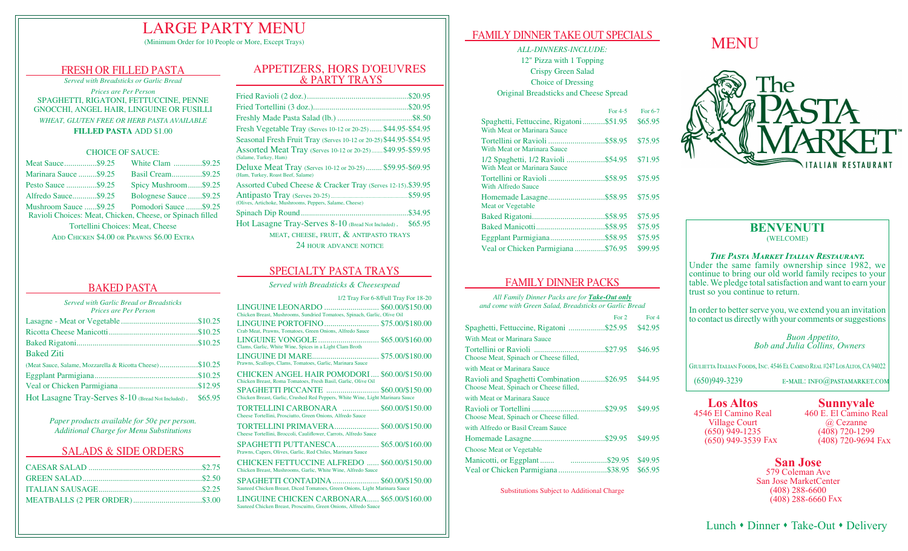# LARGE PARTY MENU

(Minimum Order for 10 People or More, Except Trays)

## FRESH OR FILLED PASTA

*Served with Breadsticks or Garlic Bread*

*Prices are Per Person*

SPAGHETTI, RIGATONI, FETTUCCINE, PENNE GNOCCHI, ANGEL HAIR, LINGUINE OR FUSILLI

*WHEAT, GLUTEN FREE OR HERB PASTA AVAILABLE*

**FILLED PASTA** ADD $1.00

CHOICE OF SAUCE:

| | |
|---|---|
| Meat Sauce ........$9.25 | White Clam ........$9.25 |
| Marinara Sauce ........$9.25 | Basil Cream........$9.25 |
| Pesto Sauce ........$9.25 | Spicy Mushroom........$9.25 |
| Alfredo Sauce........$9.25 | Bolognese Sauce........$9.25 |
| Mushroom Sauce ......$9.25 | Pomodori Sauce ........$9.25 |

Ravioli Choices: Meat, Chicken, Cheese, or Spinach filled

Tortellini Choices: Meat, Cheese

ADD CHICKEN $4.00 OR PRAWNS $6.00 EXTRA

## BAKED PASTA

*Served with Garlic Bread or Breadsticks*
*Prices are Per Person*

| | |
|---|---|
| Lasagne - Meat or Vegetable | $10.25 |
| Ricotta Cheese Manicotti | $10.25 |
| Baked Rigatoni | $10.25 |
| Baked Ziti (Meat Sauce, Salame, Mozzarella & Ricotta Cheese) | $10.25 |
| Eggplant Parmigiana | $10.25 |
| Veal or Chicken Parmigiana | $12.95 |
| Hot Lasagne Tray-Serves 8-10 (Bread Not Included) | $65.95 |

*Paper products available for 50¢ per person.*
*Additional Charge for Menu Substitutions*

## SALADS & SIDE ORDERS

| | |
|---|---|
| CAESAR SALAD | $2.75 |
| GREEN SALAD | $2.50 |
| ITALIAN SAUSAGE | $2.25 |
| MEATBALLS (2 PER ORDER) | $3.00 |

## APPETIZERS, HORS D'OEUVRES & PARTY TRAYS

| | |
|---|---|
| Fried Ravioli (2 doz.) | $20.95 |
| Fried Tortellini (3 doz.) | $20.95 |
| Freshly Made Pasta Salad (lb.) | $8.50 |
| Fresh Vegetable Tray (Serves 10-12 or 20-25) | $44.95-$54.95 |
| Seasonal Fresh Fruit Tray (Serves 10-12 or 20-25) | $44.95-$54.95 |
| Assorted Meat Tray (Serves 10-12 or 20-25) (Salame, Turkey, Ham) | $49.95-$59.95 |
| Deluxe Meat Tray (Serves 10-12 or 20-25) (Ham, Turkey, Roast Beef, Salame) | $59.95-$69.95 |
| Assorted Cubed Cheese & Cracker Tray (Serves 12-15) | $39.95 |
| Antipasto Tray (Serves 20-25) (Olives, Artichoke, Mushrooms, Peppers, Salame, Cheese) | $59.95 |
| Spinach Dip Round | $34.95 |
| Hot Lasagne Tray-Serves 8-10 (Bread Not Included) | $65.95 |

MEAT, CHEESE, FRUIT, & ANTIPASTO TRAYS
24 HOUR ADVANCE NOTICE

## SPECIALTY PASTA TRAYS

*Served with Breadsticks & Cheesespead*

| | 1/2 Tray For 6-8/Full Tray For 18-20 |
|---|---|
| LINGUINE LEONARDO (Chicken Breast, Mushrooms, Sundried Tomatoes, Spinach, Garlic, Olive Oil) | $60.00/$150.00 |
| LINGUINE PORTOFINO (Crab Meat, Prawns, Tomatoes, Green Onions, Alfredo Sauce) | $75.00/$180.00 |
| LINGUINE VONGOLE (Clams, Garlic, White Wine, Spices in a Light Clam Broth) | $65.00/$160.00 |
| LINGUINE DI MARE (Prawns, Scallops, Clams, Tomatoes, Garlic, Marinara Sauce) | $75.00/$180.00 |
| CHICKEN ANGEL HAIR POMODORI (Chicken Breast, Roma Tomatoes, Fresh Basil, Garlic, Olive Oil) | $60.00/$150.00 |
| SPAGHETTI PICCANTE (Chicken Breast, Garlic, Crushed Red Peppers, White Wine, Light Marinara Sauce) | $60.00/$150.00 |
| TORTELLINI CARBONARA (Cheese Tortellini, Prosciutto, Green Onions, Alfredo Sauce) | $60.00/$150.00 |
| TORTELLINI PRIMAVERA (Cheese Tortellini, Broccoli, Cauliflower, Carrots, Alfredo Sauce) | $60.00/$150.00 |
| SPAGHETTI PUTTANESCA (Prawns, Capers, Olives, Garlic, Red Chiles, Marinara Sauce) | $65.00/$160.00 |
| CHICKEN FETTUCCINE ALFREDO (Chicken Breast, Mushrooms, Garlic, White Wine, Alfredo Sauce) | $60.00/$150.00 |
| SPAGHETTI CONTADINA (Sauteed Chicken Breast, Diced Tomatoes, Green Onions, Light Marinara Sauce) | $60.00/$150.00 |
| LINGUINE CHICKEN CARBONARA (Sauteed Chicken Breast, Proscuitto, Green Onions, Alfredo Sauce) | $65.00/$160.00 |

## FAMILY DINNER TAKE OUT SPECIALS

*ALL-DINNERS-INCLUDE:*

12" Pizza with 1 Topping
Crispy Green Salad
Choice of Dressing
Original Breadsticks and Cheese Spread

| | For 4-5 | For 6-7 |
|---|---|---|
| Spaghetti, Fettuccine, Rigatoni With Meat or Marinara Sauce | $51.95 | $65.95 |
| Tortellini or Ravioli With Meat or Marinara Sauce | $58.95 | $75.95 |
| 1/2 Spaghetti, 1/2 Ravioli With Meat or Marinara Sauce | $54.95 | $71.95 |
| Tortellini or Ravioli With Alfredo Sauce | $58.95 | $75.95 |
| Homemade Lasagne Meat or Vegetable | $58.95 | $75.95 |
| Baked Rigatoni | $58.95 | $75.95 |
| Baked Manicotti | $58.95 | $75.95 |
| Eggplant Parmigiana | $58.95 | $75.95 |
| Veal or Chicken Parmigiana | $76.95 | $99.95 |

## FAMILY DINNER PACKS

*All Family Dinner Packs are for **Take-Out only** and come with Green Salad, Breadsticks or Garlic Bread*

| | For 2 | For 4 |
|---|---|---|
| Spaghetti, Fettuccine, Rigatoni With Meat or Marinara Sauce | $25.95 | $42.95 |
| Tortellini or Ravioli Choose Meat, Spinach or Cheese filled, with Meat or Marinara Sauce | $27.95 | $46.95 |
| Ravioli and Spaghetti Combination Choose Meat, Spinach or Cheese filled, with Meat or Marinara Sauce | $26.95 | $44.95 |
| Ravioli or Tortellini Choose Meat, Spinach or Cheese filled. with Alfredo or Basil Cream Sauce | $29.95 | $49.95 |
| Homemade Lasagne Choose Meat or Vegetable | $29.95 | $49.95 |
| Manicotti, or Eggplant | $29.95 | $49.95 |
| Veal or Chicken Parmigiana | $38.95 | $65.95 |

Substitutions Subject to Additional Charge

# MENU

The PASTA MARKET™
ITALIAN RESTAURANT

## BENVENUTI
(WELCOME)

***The Pasta Market Italian Restaurant.*** Under the same family ownership since 1982, we continue to bring our old world family recipes to your table. We pledge total satisfaction and want to earn your trust so you continue to return.

In order to better serve you, we extend you an invitation to contact us directly with your comments or suggestions

*Buon Appetito,*
*Bob and Julia Collins, Owners*

GIULIETTA ITALIAN FOODS, INC. 4546 EL CAMINO REAL #247 LOS ALTOS, CA 94022

(650)949-3239 E-MAIL: INFO@PASTAMARKET.COM

**Los Altos**
4546 El Camino Real
Village Court
(650) 949-1235
(650) 949-3539 FAX

**Sunnyvale**
460 E. El Camino Real
@ Cezanne
(408) 720-1299
(408) 720-9694 FAX

**San Jose**
579 Coleman Ave
San Jose MarketCenter
(408) 288-6600
(408) 288-6660 FAX

Lunch • Dinner • Take-Out • Delivery